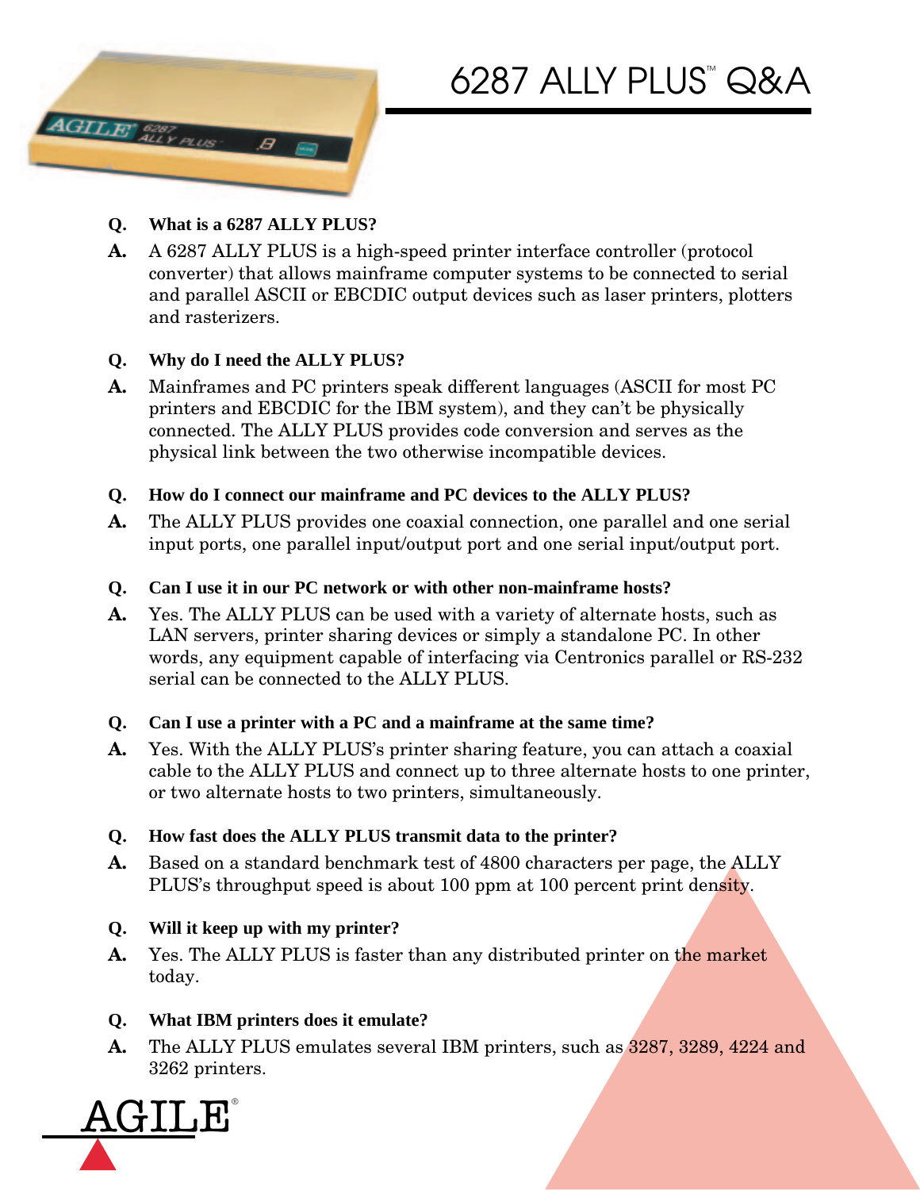# 6287 ALLY PLUS™ Q&A

**Q. What is a 6287 ALLY PLUS?**

**A.** A 6287 ALLY PLUS is a high-speed printer interface controller (protocol converter) that allows mainframe computer systems to be connected to serial and parallel ASCII or EBCDIC output devices such as laser printers, plotters and rasterizers.

**Q. Why do I need the ALLY PLUS?**

**A.** Mainframes and PC printers speak different languages (ASCII for most PC printers and EBCDIC for the IBM system), and they can't be physically connected. The ALLY PLUS provides code conversion and serves as the physical link between the two otherwise incompatible devices.

**Q. How do I connect our mainframe and PC devices to the ALLY PLUS?**

**A.** The ALLY PLUS provides one coaxial connection, one parallel and one serial input ports, one parallel input/output port and one serial input/output port.

**Q. Can I use it in our PC network or with other non-mainframe hosts?**

**A.** Yes. The ALLY PLUS can be used with a variety of alternate hosts, such as LAN servers, printer sharing devices or simply a standalone PC. In other words, any equipment capable of interfacing via Centronics parallel or RS-232 serial can be connected to the ALLY PLUS.

**Q. Can I use a printer with a PC and a mainframe at the same time?**

**A.** Yes. With the ALLY PLUS's printer sharing feature, you can attach a coaxial cable to the ALLY PLUS and connect up to three alternate hosts to one printer, or two alternate hosts to two printers, simultaneously.

**Q. How fast does the ALLY PLUS transmit data to the printer?**

**A.** Based on a standard benchmark test of 4800 characters per page, the ALLY PLUS's throughput speed is about 100 ppm at 100 percent print density.

**Q. Will it keep up with my printer?**

**A.** Yes. The ALLY PLUS is faster than any distributed printer on the market today.

**Q. What IBM printers does it emulate?**

**A.** The ALLY PLUS emulates several IBM printers, such as 3287, 3289, 4224 and 3262 printers.

AGILE®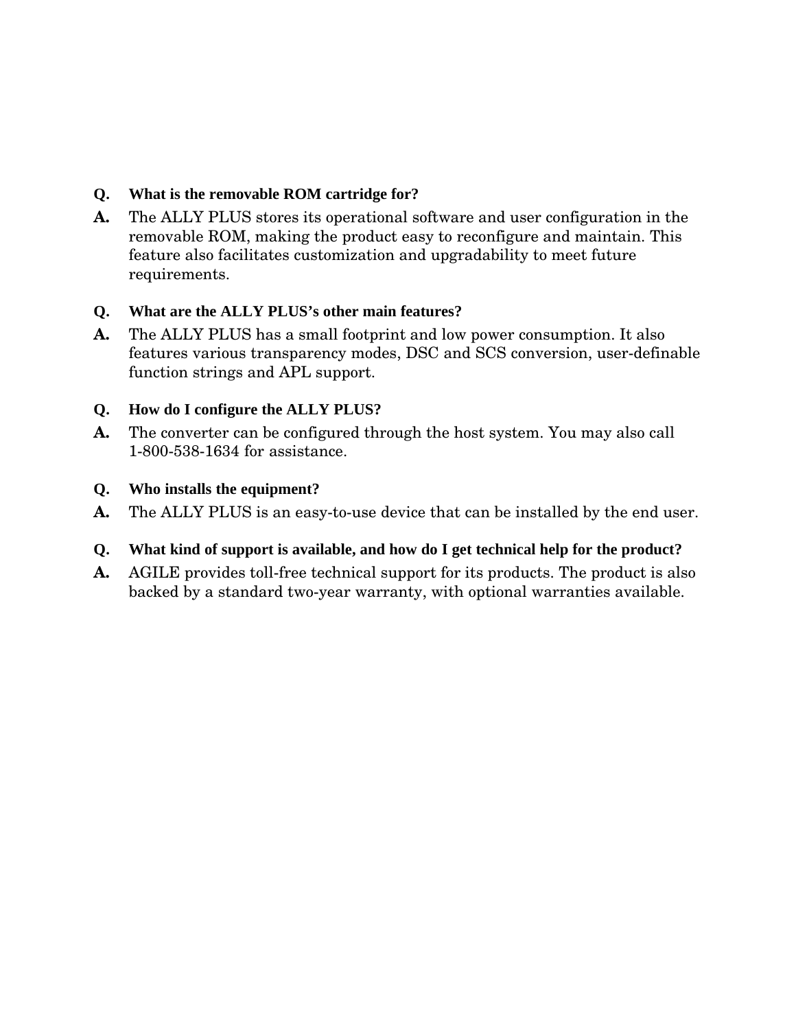**Q. What is the removable ROM cartridge for?**

**A.** The ALLY PLUS stores its operational software and user configuration in the removable ROM, making the product easy to reconfigure and maintain. This feature also facilitates customization and upgradability to meet future requirements.

**Q. What are the ALLY PLUS's other main features?**

**A.** The ALLY PLUS has a small footprint and low power consumption. It also features various transparency modes, DSC and SCS conversion, user-definable function strings and APL support.

**Q. How do I configure the ALLY PLUS?**

**A.** The converter can be configured through the host system. You may also call 1-800-538-1634 for assistance.

**Q. Who installs the equipment?**

**A.** The ALLY PLUS is an easy-to-use device that can be installed by the end user.

**Q. What kind of support is available, and how do I get technical help for the product?**

**A.** AGILE provides toll-free technical support for its products. The product is also backed by a standard two-year warranty, with optional warranties available.